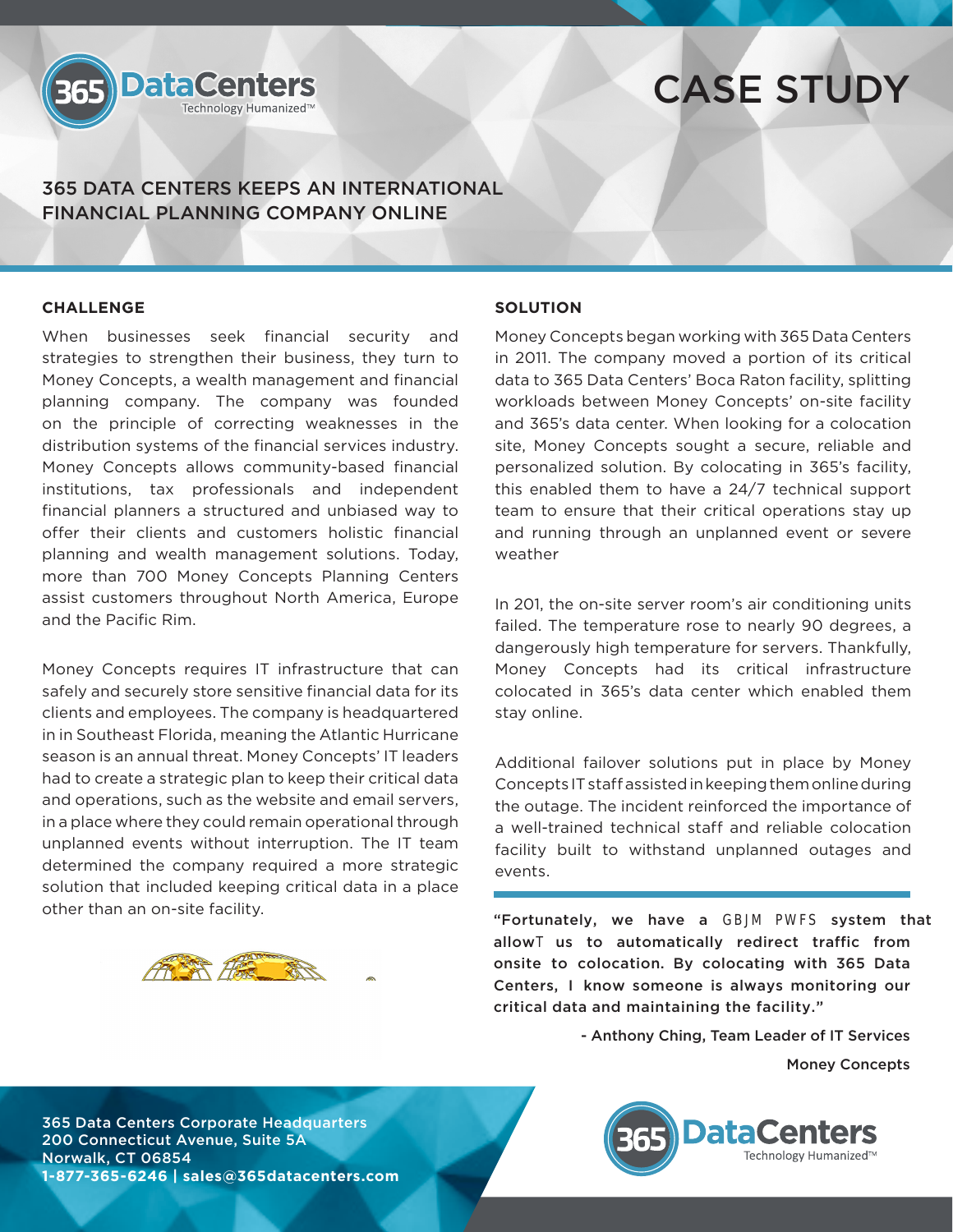# CASE STUDY

## 365 DATA CENTERS KEEPS AN INTERNATIONAL FINANCIAL PLANNING COMPANY ONLINE

### CHALLENGE

When businesses seek financial security and strategies to strengthen their business, they turn to Money Concepts, a wealth management and financial planning company. The company was founded on the principle of correcting weaknesses in the distribution systems of the financial services industry. Money Concepts allows community-based financial institutions, tax professionals and independent financial planners a structured and unbiased way to offer their clients and customers holistic financial planning and wealth management solutions. Today, more than 700 Money Concepts Planning Centers assist customers throughout North America, Europe and the Pacific Rim.

Money Concepts requires IT infrastructure that can safely and securely store sensitive financial data for its clients and employees. The company is headquartered in in Southeast Florida, meaning the Atlantic Hurricane season is an annual threat. Money Concepts' IT leaders had to create a strategic plan to keep their critical data and operations, such as the website and email servers, in a place where they could remain operational through unplanned events without interruption. The IT team determined the company required a more strategic solution that included keeping critical data in a place other than an on-site facility.

### SOLUTION

Money Concepts began working with 365 Data Centers in 2011. The company moved a portion of its critical data to 365 Data Centers' Boca Raton facility, splitting workloads between Money Concepts' on-site facility and 365's data center. When looking for a colocation site, Money Concepts sought a secure, reliable and personalized solution. By colocating in 365's facility, this enabled them to have a 24/7 technical support team to ensure that their critical operations stay up and running through an unplanned event or severe weather

In 201, the on-site server room's air conditioning units failed. The temperature rose to nearly 90 degrees, a dangerously high temperature for servers. Thankfully, Money Concepts had its critical infrastructure colocated in 365's data center which enabled them stay online.

Additional failover solutions put in place by Money Concepts IT staff assisted in keeping them online during the outage. The incident reinforced the importance of a well-trained technical staff and reliable colocation facility built to withstand unplanned outages and events.

**"Fortunately, we have a GBJM PWFS system that allowT us to automatically redirect traffic from onsite to colocation. By colocating with 365 Data Centers, I know someone is always monitoring our critical data and maintaining the facility."**

**- Anthony Ching, Team Leader of IT Services**

**Money Concepts**

**365 Data Centers Corporate Headquarters**
**200 Connecticut Avenue, Suite 5A**
**Norwalk, CT 06854**
**1-877-365-6246 | sales@365datacenters.com**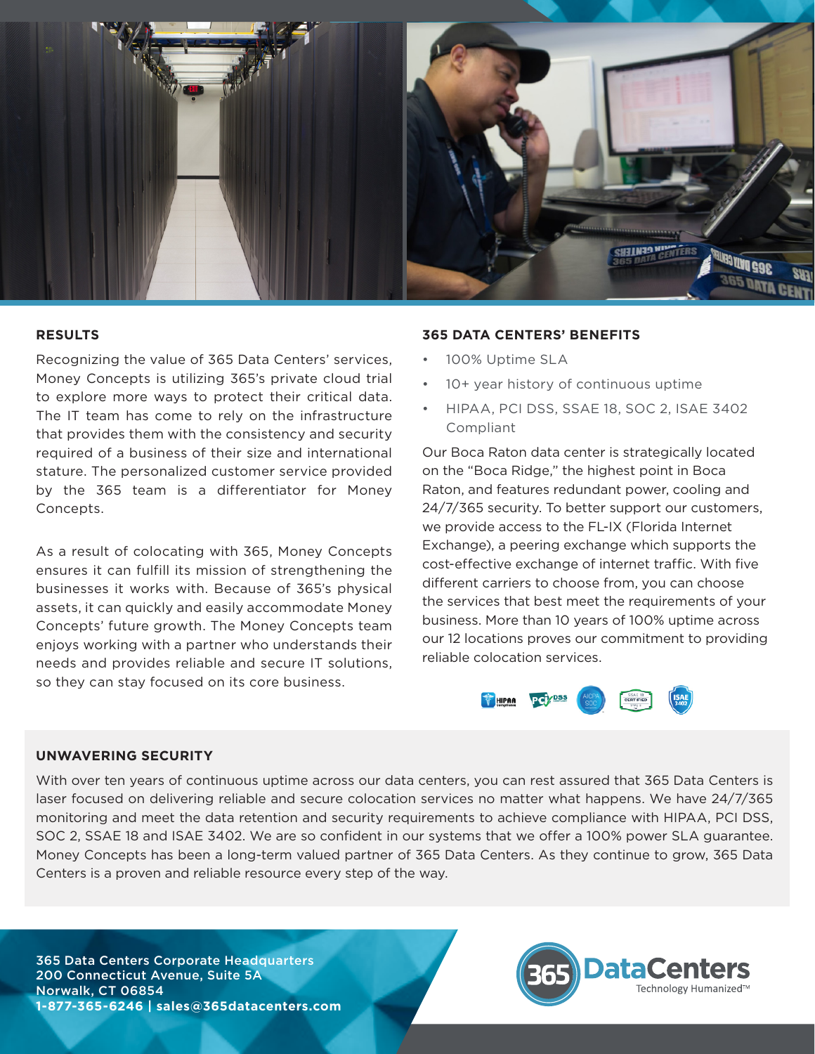## RESULTS

Recognizing the value of 365 Data Centers' services, Money Concepts is utilizing 365's private cloud trial to explore more ways to protect their critical data. The IT team has come to rely on the infrastructure that provides them with the consistency and security required of a business of their size and international stature. The personalized customer service provided by the 365 team is a differentiator for Money Concepts.

As a result of colocating with 365, Money Concepts ensures it can fulfill its mission of strengthening the businesses it works with. Because of 365's physical assets, it can quickly and easily accommodate Money Concepts' future growth. The Money Concepts team enjoys working with a partner who understands their needs and provides reliable and secure IT solutions, so they can stay focused on its core business.

## 365 DATA CENTERS' BENEFITS

- 100% Uptime SLA
- 10+ year history of continuous uptime
- HIPAA, PCI DSS, SSAE 18, SOC 2, ISAE 3402 Compliant

Our Boca Raton data center is strategically located on the "Boca Ridge," the highest point in Boca Raton, and features redundant power, cooling and 24/7/365 security. To better support our customers, we provide access to the FL-IX (Florida Internet Exchange), a peering exchange which supports the cost-effective exchange of internet traffic. With five different carriers to choose from, you can choose the services that best meet the requirements of your business. More than 10 years of 100% uptime across our 12 locations proves our commitment to providing reliable colocation services.

## UNWAVERING SECURITY

With over ten years of continuous uptime across our data centers, you can rest assured that 365 Data Centers is laser focused on delivering reliable and secure colocation services no matter what happens. We have 24/7/365 monitoring and meet the data retention and security requirements to achieve compliance with HIPAA, PCI DSS, SOC 2, SSAE 18 and ISAE 3402. We are so confident in our systems that we offer a 100% power SLA guarantee. Money Concepts has been a long-term valued partner of 365 Data Centers. As they continue to grow, 365 Data Centers is a proven and reliable resource every step of the way.

**365 Data Centers Corporate Headquarters**
**200 Connecticut Avenue, Suite 5A**
**Norwalk, CT 06854**
**1-877-365-6246 | sales@365datacenters.com**

365 DataCenters
Technology Humanized™